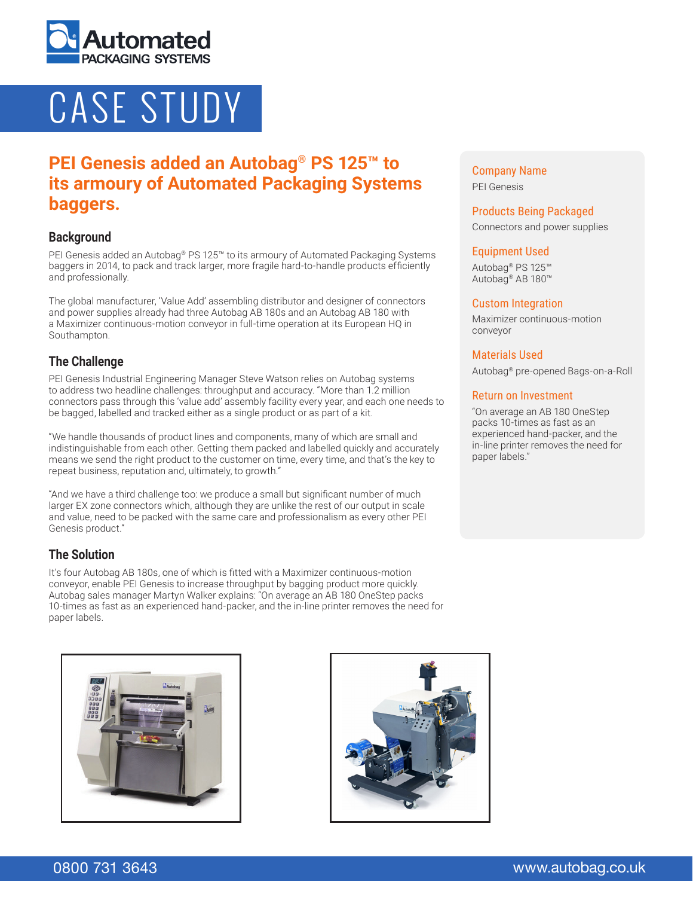# CASE STUDY

## PEI Genesis added an Autobag® PS 125™ to its armoury of Automated Packaging Systems baggers.

### Background

PEI Genesis added an Autobag® PS 125™ to its armoury of Automated Packaging Systems baggers in 2014, to pack and track larger, more fragile hard-to-handle products efficiently and professionally.

The global manufacturer, 'Value Add' assembling distributor and designer of connectors and power supplies already had three Autobag AB 180s and an Autobag AB 180 with a Maximizer continuous-motion conveyor in full-time operation at its European HQ in Southampton.

### The Challenge

PEI Genesis Industrial Engineering Manager Steve Watson relies on Autobag systems to address two headline challenges: throughput and accuracy. "More than 1.2 million connectors pass through this 'value add' assembly facility every year, and each one needs to be bagged, labelled and tracked either as a single product or as part of a kit.

"We handle thousands of product lines and components, many of which are small and indistinguishable from each other. Getting them packed and labelled quickly and accurately means we send the right product to the customer on time, every time, and that's the key to repeat business, reputation and, ultimately, to growth."

"And we have a third challenge too: we produce a small but significant number of much larger EX zone connectors which, although they are unlike the rest of our output in scale and value, need to be packed with the same care and professionalism as every other PEI Genesis product."

### The Solution

It's four Autobag AB 180s, one of which is fitted with a Maximizer continuous-motion conveyor, enable PEI Genesis to increase throughput by bagging product more quickly. Autobag sales manager Martyn Walker explains: "On average an AB 180 OneStep packs 10-times as fast as an experienced hand-packer, and the in-line printer removes the need for paper labels.

**Company Name**
PEI Genesis

**Products Being Packaged**
Connectors and power supplies

**Equipment Used**
Autobag® PS 125™
Autobag® AB 180™

**Custom Integration**
Maximizer continuous-motion conveyor

**Materials Used**
Autobag® pre-opened Bags-on-a-Roll

**Return on Investment**
"On average an AB 180 OneStep packs 10-times as fast as an experienced hand-packer, and the in-line printer removes the need for paper labels."

0800 731 3643 www.autobag.co.uk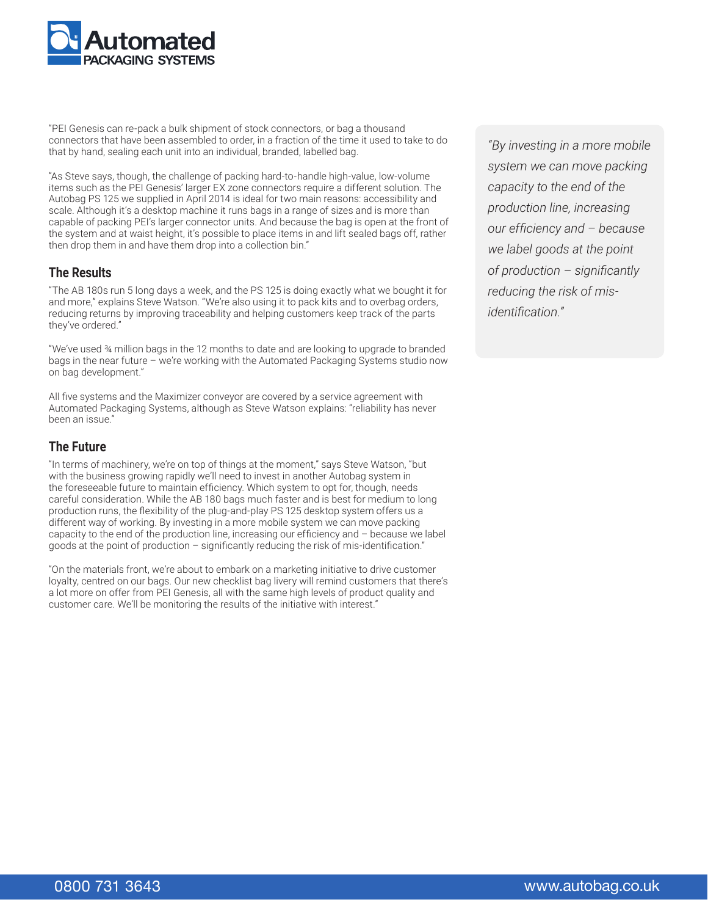"PEI Genesis can re-pack a bulk shipment of stock connectors, or bag a thousand connectors that have been assembled to order, in a fraction of the time it used to take to do that by hand, sealing each unit into an individual, branded, labelled bag.

"As Steve says, though, the challenge of packing hard-to-handle high-value, low-volume items such as the PEI Genesis' larger EX zone connectors require a different solution. The Autobag PS 125 we supplied in April 2014 is ideal for two main reasons: accessibility and scale. Although it's a desktop machine it runs bags in a range of sizes and is more than capable of packing PEI's larger connector units. And because the bag is open at the front of the system and at waist height, it's possible to place items in and lift sealed bags off, rather then drop them in and have them drop into a collection bin."

## The Results

"The AB 180s run 5 long days a week, and the PS 125 is doing exactly what we bought it for and more," explains Steve Watson. "We're also using it to pack kits and to overbag orders, reducing returns by improving traceability and helping customers keep track of the parts they've ordered."

"We've used ¾ million bags in the 12 months to date and are looking to upgrade to branded bags in the near future – we're working with the Automated Packaging Systems studio now on bag development."

All five systems and the Maximizer conveyor are covered by a service agreement with Automated Packaging Systems, although as Steve Watson explains: "reliability has never been an issue."

## The Future

"In terms of machinery, we're on top of things at the moment," says Steve Watson, "but with the business growing rapidly we'll need to invest in another Autobag system in the foreseeable future to maintain efficiency. Which system to opt for, though, needs careful consideration. While the AB 180 bags much faster and is best for medium to long production runs, the flexibility of the plug-and-play PS 125 desktop system offers us a different way of working. By investing in a more mobile system we can move packing capacity to the end of the production line, increasing our efficiency and – because we label goods at the point of production – significantly reducing the risk of mis-identification."

"On the materials front, we're about to embark on a marketing initiative to drive customer loyalty, centred on our bags. Our new checklist bag livery will remind customers that there's a lot more on offer from PEI Genesis, all with the same high levels of product quality and customer care. We'll be monitoring the results of the initiative with interest."

> *"By investing in a more mobile system we can move packing capacity to the end of the production line, increasing our efficiency and – because we label goods at the point of production – significantly reducing the risk of mis-identification."*